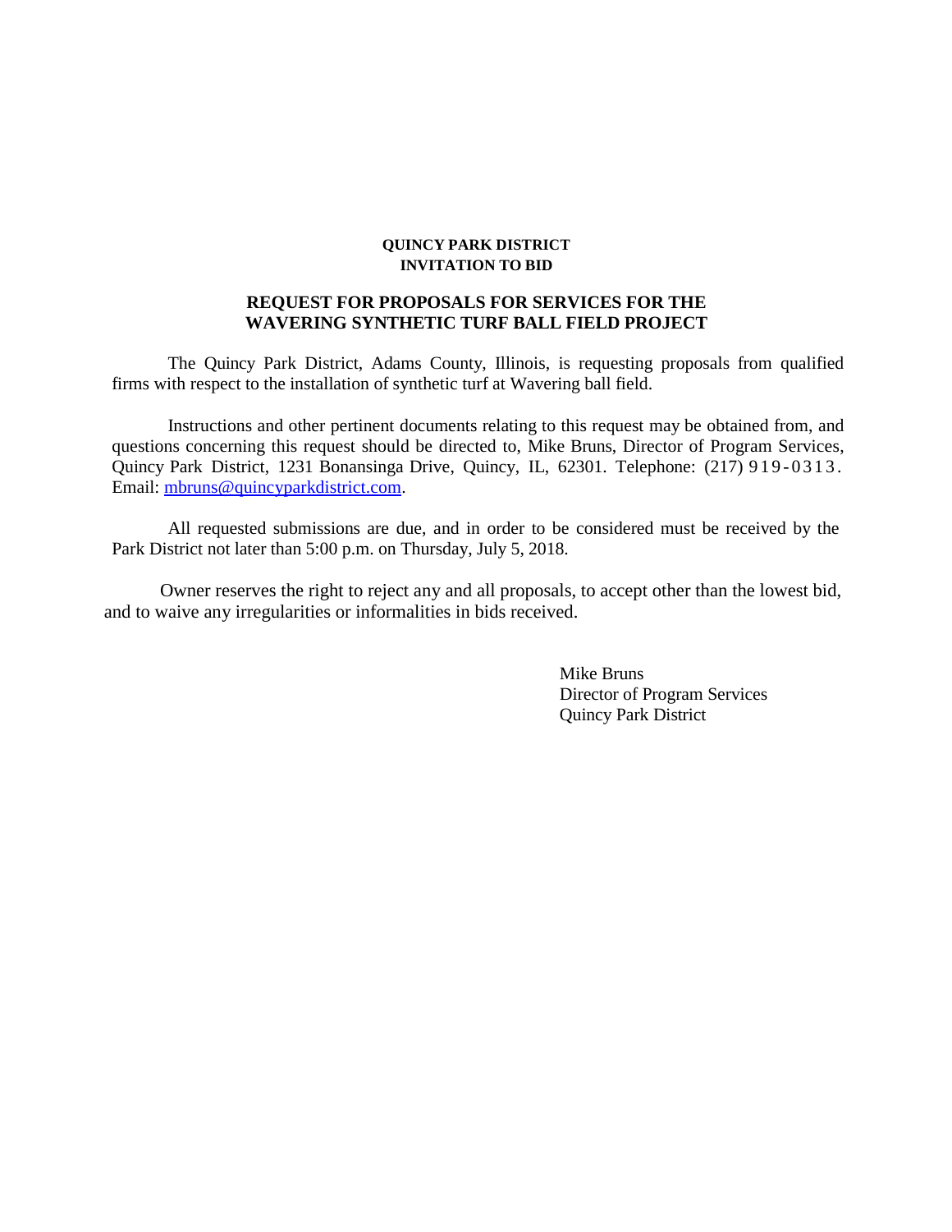**QUINCY PARK DISTRICT**
**INVITATION TO BID**

## REQUEST FOR PROPOSALS FOR SERVICES FOR THE WAVERING SYNTHETIC TURF BALL FIELD PROJECT

The Quincy Park District, Adams County, Illinois, is requesting proposals from qualified firms with respect to the installation of synthetic turf at Wavering ball field.

Instructions and other pertinent documents relating to this request may be obtained from, and questions concerning this request should be directed to, Mike Bruns, Director of Program Services, Quincy Park District, 1231 Bonansinga Drive, Quincy, IL, 62301. Telephone: (217) 919-0313. Email: mbruns@quincyparkdistrict.com.

All requested submissions are due, and in order to be considered must be received by the Park District not later than 5:00 p.m. on Thursday, July 5, 2018.

Owner reserves the right to reject any and all proposals, to accept other than the lowest bid, and to waive any irregularities or informalities in bids received.

Mike Bruns
Director of Program Services
Quincy Park District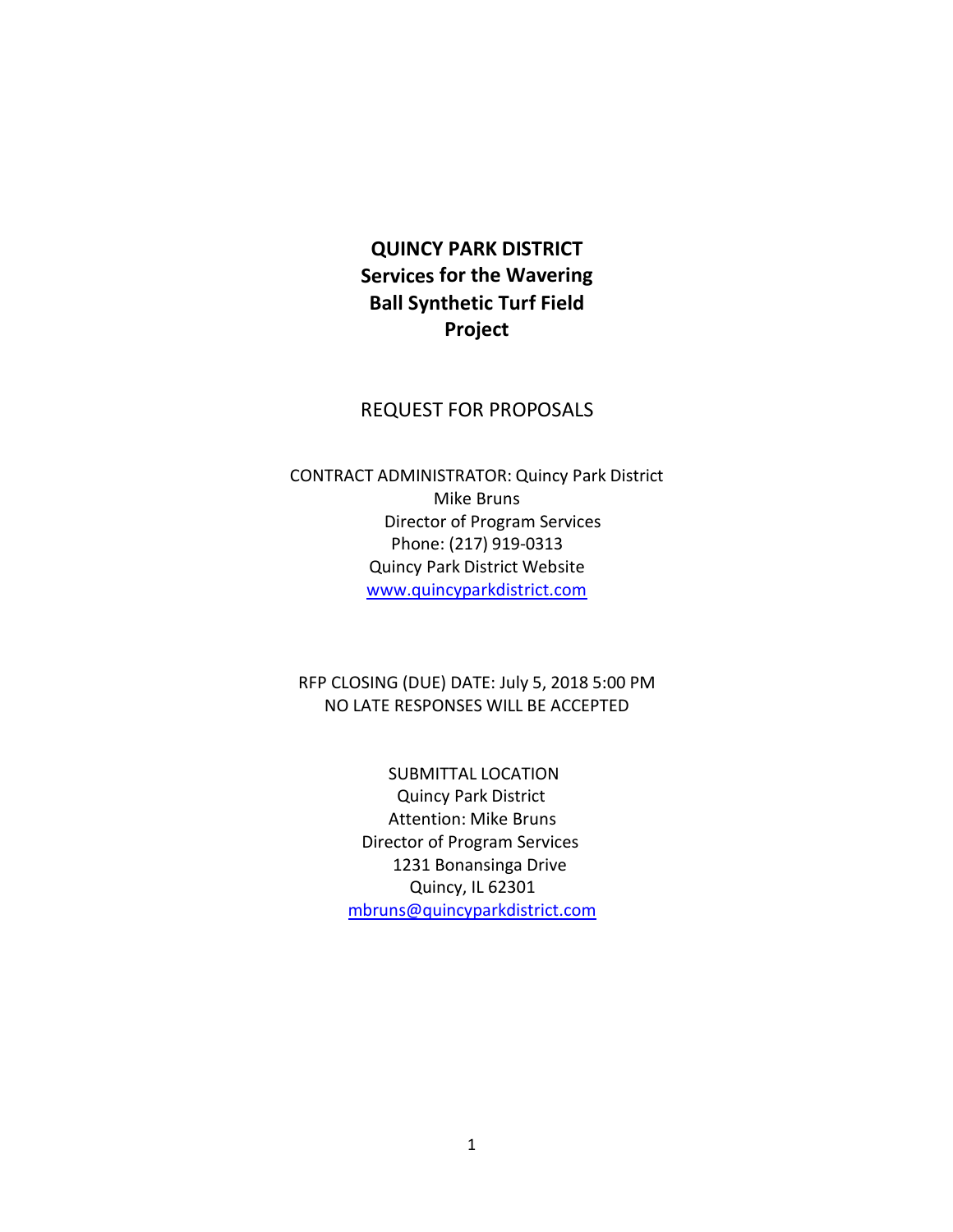# QUINCY PARK DISTRICT

# Services for the Wavering Ball Synthetic Turf Field Project

REQUEST FOR PROPOSALS

CONTRACT ADMINISTRATOR: Quincy Park District  
Mike Bruns  
Director of Program Services  
Phone: (217) 919-0313  
Quincy Park District Website  
www.quincyparkdistrict.com

RFP CLOSING (DUE) DATE: July 5, 2018 5:00 PM  
NO LATE RESPONSES WILL BE ACCEPTED

SUBMITTAL LOCATION  
Quincy Park District  
Attention: Mike Bruns  
Director of Program Services  
1231 Bonansinga Drive  
Quincy, IL 62301  
mbruns@quincyparkdistrict.com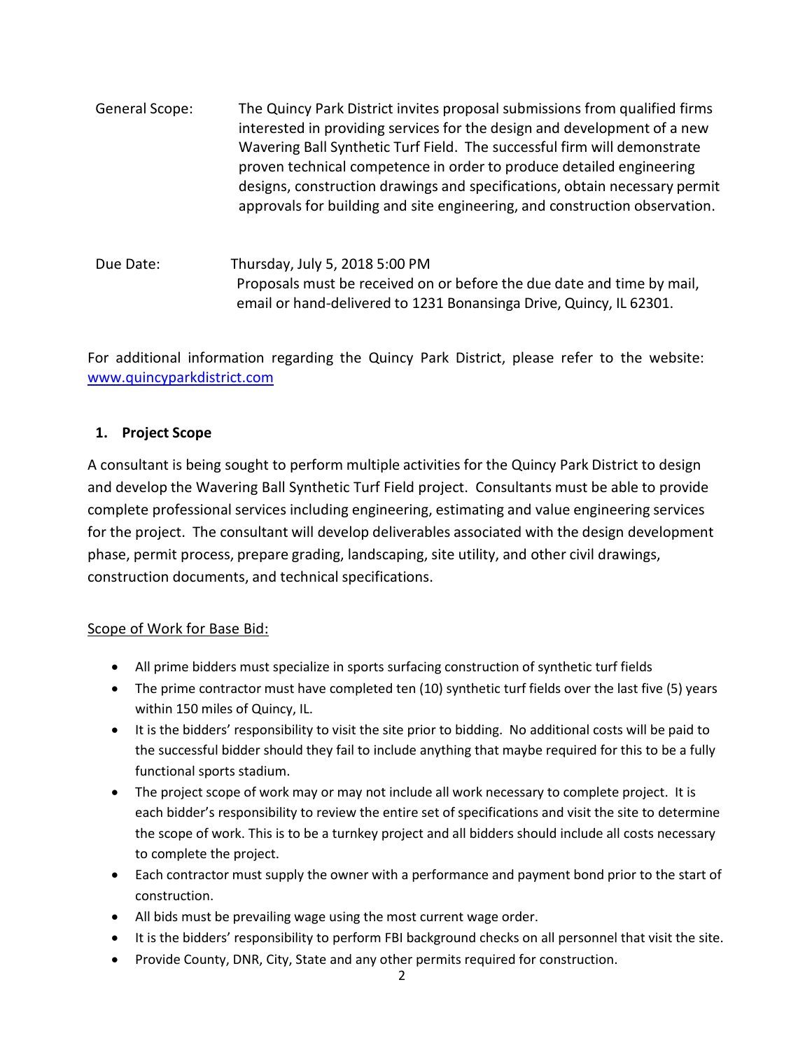General Scope: The Quincy Park District invites proposal submissions from qualified firms interested in providing services for the design and development of a new Wavering Ball Synthetic Turf Field. The successful firm will demonstrate proven technical competence in order to produce detailed engineering designs, construction drawings and specifications, obtain necessary permit approvals for building and site engineering, and construction observation.

Due Date: Thursday, July 5, 2018 5:00 PM
Proposals must be received on or before the due date and time by mail, email or hand-delivered to 1231 Bonansinga Drive, Quincy, IL 62301.

For additional information regarding the Quincy Park District, please refer to the website: [www.quincyparkdistrict.com](http://www.quincyparkdistrict.com)

## 1. Project Scope

A consultant is being sought to perform multiple activities for the Quincy Park District to design and develop the Wavering Ball Synthetic Turf Field project. Consultants must be able to provide complete professional services including engineering, estimating and value engineering services for the project. The consultant will develop deliverables associated with the design development phase, permit process, prepare grading, landscaping, site utility, and other civil drawings, construction documents, and technical specifications.

Scope of Work for Base Bid:

- All prime bidders must specialize in sports surfacing construction of synthetic turf fields
- The prime contractor must have completed ten (10) synthetic turf fields over the last five (5) years within 150 miles of Quincy, IL.
- It is the bidders' responsibility to visit the site prior to bidding. No additional costs will be paid to the successful bidder should they fail to include anything that maybe required for this to be a fully functional sports stadium.
- The project scope of work may or may not include all work necessary to complete project. It is each bidder's responsibility to review the entire set of specifications and visit the site to determine the scope of work. This is to be a turnkey project and all bidders should include all costs necessary to complete the project.
- Each contractor must supply the owner with a performance and payment bond prior to the start of construction.
- All bids must be prevailing wage using the most current wage order.
- It is the bidders' responsibility to perform FBI background checks on all personnel that visit the site.
- Provide County, DNR, City, State and any other permits required for construction.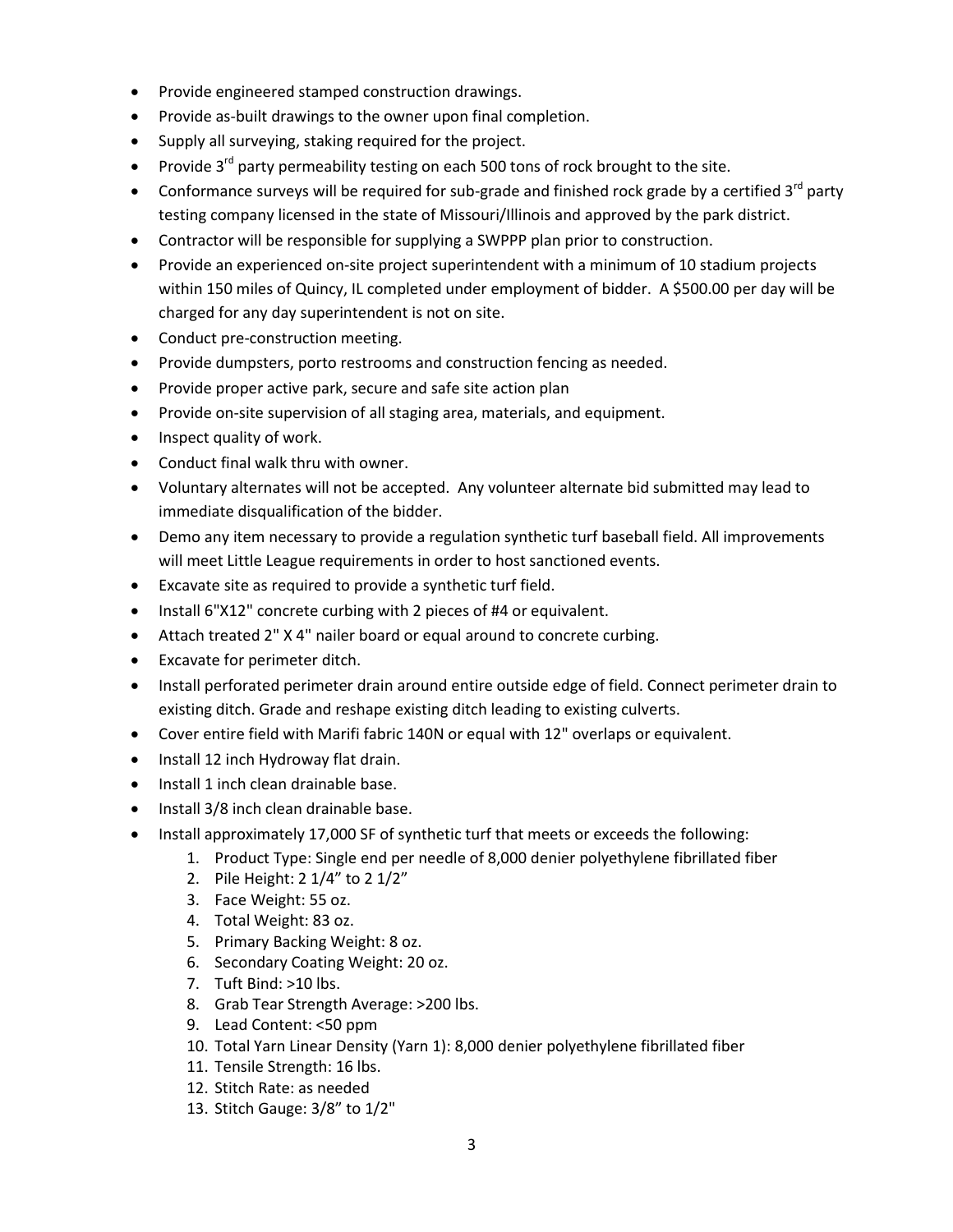- Provide engineered stamped construction drawings.
- Provide as-built drawings to the owner upon final completion.
- Supply all surveying, staking required for the project.
- Provide 3rd party permeability testing on each 500 tons of rock brought to the site.
- Conformance surveys will be required for sub-grade and finished rock grade by a certified 3rd party testing company licensed in the state of Missouri/Illinois and approved by the park district.
- Contractor will be responsible for supplying a SWPPP plan prior to construction.
- Provide an experienced on-site project superintendent with a minimum of 10 stadium projects within 150 miles of Quincy, IL completed under employment of bidder. A $500.00 per day will be charged for any day superintendent is not on site.
- Conduct pre-construction meeting.
- Provide dumpsters, porto restrooms and construction fencing as needed.
- Provide proper active park, secure and safe site action plan
- Provide on-site supervision of all staging area, materials, and equipment.
- Inspect quality of work.
- Conduct final walk thru with owner.
- Voluntary alternates will not be accepted. Any volunteer alternate bid submitted may lead to immediate disqualification of the bidder.
- Demo any item necessary to provide a regulation synthetic turf baseball field. All improvements will meet Little League requirements in order to host sanctioned events.
- Excavate site as required to provide a synthetic turf field.
- Install 6"X12" concrete curbing with 2 pieces of #4 or equivalent.
- Attach treated 2" X 4" nailer board or equal around to concrete curbing.
- Excavate for perimeter ditch.
- Install perforated perimeter drain around entire outside edge of field. Connect perimeter drain to existing ditch. Grade and reshape existing ditch leading to existing culverts.
- Cover entire field with Marifi fabric 140N or equal with 12" overlaps or equivalent.
- Install 12 inch Hydroway flat drain.
- Install 1 inch clean drainable base.
- Install 3/8 inch clean drainable base.
- Install approximately 17,000 SF of synthetic turf that meets or exceeds the following:
  1. Product Type: Single end per needle of 8,000 denier polyethylene fibrillated fiber
  2. Pile Height: 2 1/4" to 2 1/2"
  3. Face Weight: 55 oz.
  4. Total Weight: 83 oz.
  5. Primary Backing Weight: 8 oz.
  6. Secondary Coating Weight: 20 oz.
  7. Tuft Bind: >10 lbs.
  8. Grab Tear Strength Average: >200 lbs.
  9. Lead Content: <50 ppm
  10. Total Yarn Linear Density (Yarn 1): 8,000 denier polyethylene fibrillated fiber
  11. Tensile Strength: 16 lbs.
  12. Stitch Rate: as needed
  13. Stitch Gauge: 3/8" to 1/2"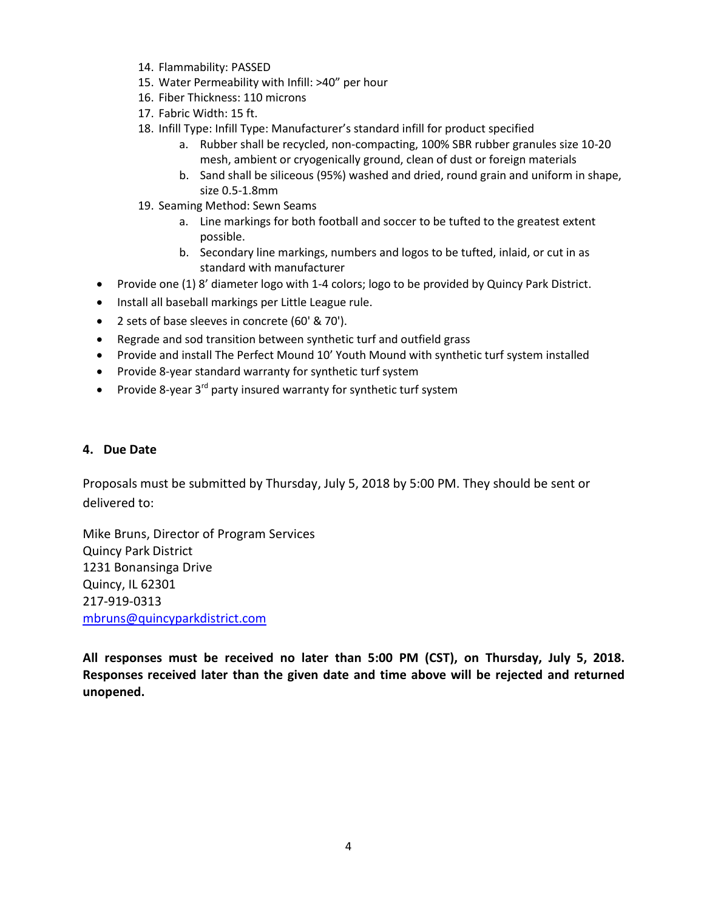14. Flammability: PASSED
15. Water Permeability with Infill: >40” per hour
16. Fiber Thickness: 110 microns
17. Fabric Width: 15 ft.
18. Infill Type: Infill Type: Manufacturer’s standard infill for product specified
    a. Rubber shall be recycled, non-compacting, 100% SBR rubber granules size 10-20 mesh, ambient or cryogenically ground, clean of dust or foreign materials
    b. Sand shall be siliceous (95%) washed and dried, round grain and uniform in shape, size 0.5-1.8mm
19. Seaming Method: Sewn Seams
    a. Line markings for both football and soccer to be tufted to the greatest extent possible.
    b. Secondary line markings, numbers and logos to be tufted, inlaid, or cut in as standard with manufacturer

- Provide one (1) 8’ diameter logo with 1-4 colors; logo to be provided by Quincy Park District.
- Install all baseball markings per Little League rule.
- 2 sets of base sleeves in concrete (60' & 70').
- Regrade and sod transition between synthetic turf and outfield grass
- Provide and install The Perfect Mound 10’ Youth Mound with synthetic turf system installed
- Provide 8-year standard warranty for synthetic turf system
- Provide 8-year 3rd party insured warranty for synthetic turf system

## 4. Due Date

Proposals must be submitted by Thursday, July 5, 2018 by 5:00 PM. They should be sent or delivered to:

Mike Bruns, Director of Program Services
Quincy Park District
1231 Bonansinga Drive
Quincy, IL 62301
217-919-0313
mbruns@quincyparkdistrict.com

**All responses must be received no later than 5:00 PM (CST), on Thursday, July 5, 2018. Responses received later than the given date and time above will be rejected and returned unopened.**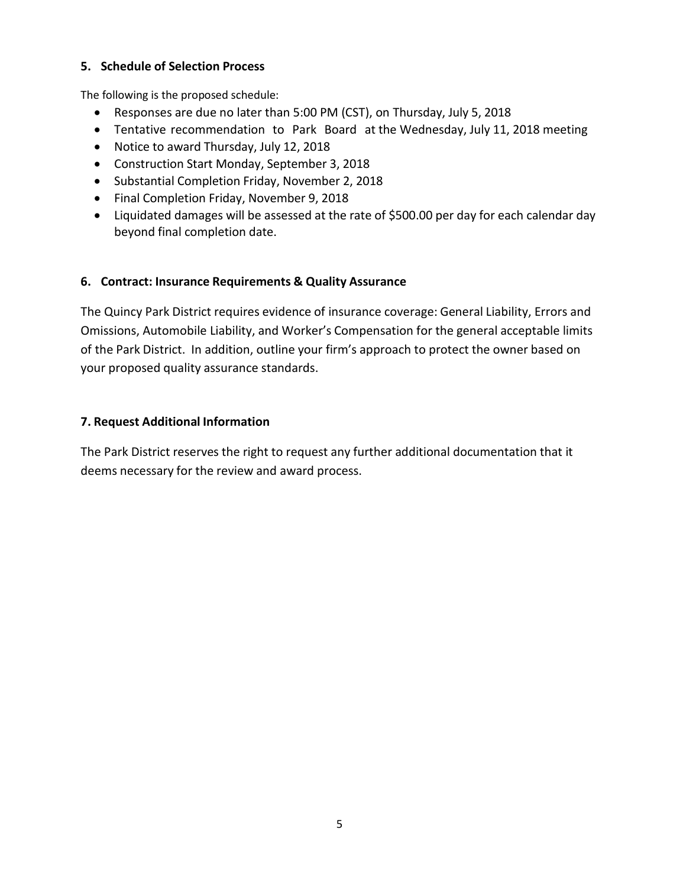### 5. Schedule of Selection Process

The following is the proposed schedule:

- Responses are due no later than 5:00 PM (CST), on Thursday, July 5, 2018
- Tentative recommendation to Park Board at the Wednesday, July 11, 2018 meeting
- Notice to award Thursday, July 12, 2018
- Construction Start Monday, September 3, 2018
- Substantial Completion Friday, November 2, 2018
- Final Completion Friday, November 9, 2018
- Liquidated damages will be assessed at the rate of $500.00 per day for each calendar day beyond final completion date.

### 6. Contract: Insurance Requirements & Quality Assurance

The Quincy Park District requires evidence of insurance coverage: General Liability, Errors and Omissions, Automobile Liability, and Worker's Compensation for the general acceptable limits of the Park District. In addition, outline your firm's approach to protect the owner based on your proposed quality assurance standards.

### 7. Request Additional Information

The Park District reserves the right to request any further additional documentation that it deems necessary for the review and award process.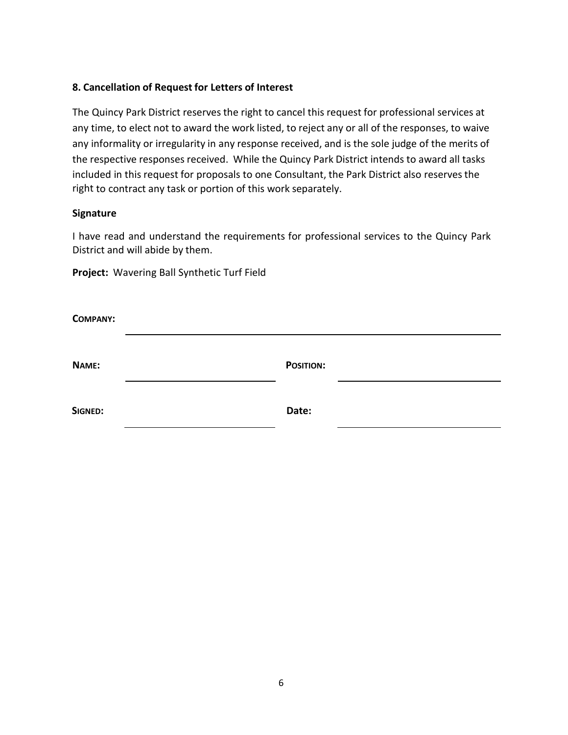### 8. Cancellation of Request for Letters of Interest

The Quincy Park District reserves the right to cancel this request for professional services at any time, to elect not to award the work listed, to reject any or all of the responses, to waive any informality or irregularity in any response received, and is the sole judge of the merits of the respective responses received. While the Quincy Park District intends to award all tasks included in this request for proposals to one Consultant, the Park District also reserves the right to contract any task or portion of this work separately.

### Signature

I have read and understand the requirements for professional services to the Quincy Park District and will abide by them.

**Project:** Wavering Ball Synthetic Turf Field

**COMPANY:** ______________________________________________

**NAME:** ______________________ **POSITION:** ______________________

**SIGNED:** ______________________ **Date:** ______________________